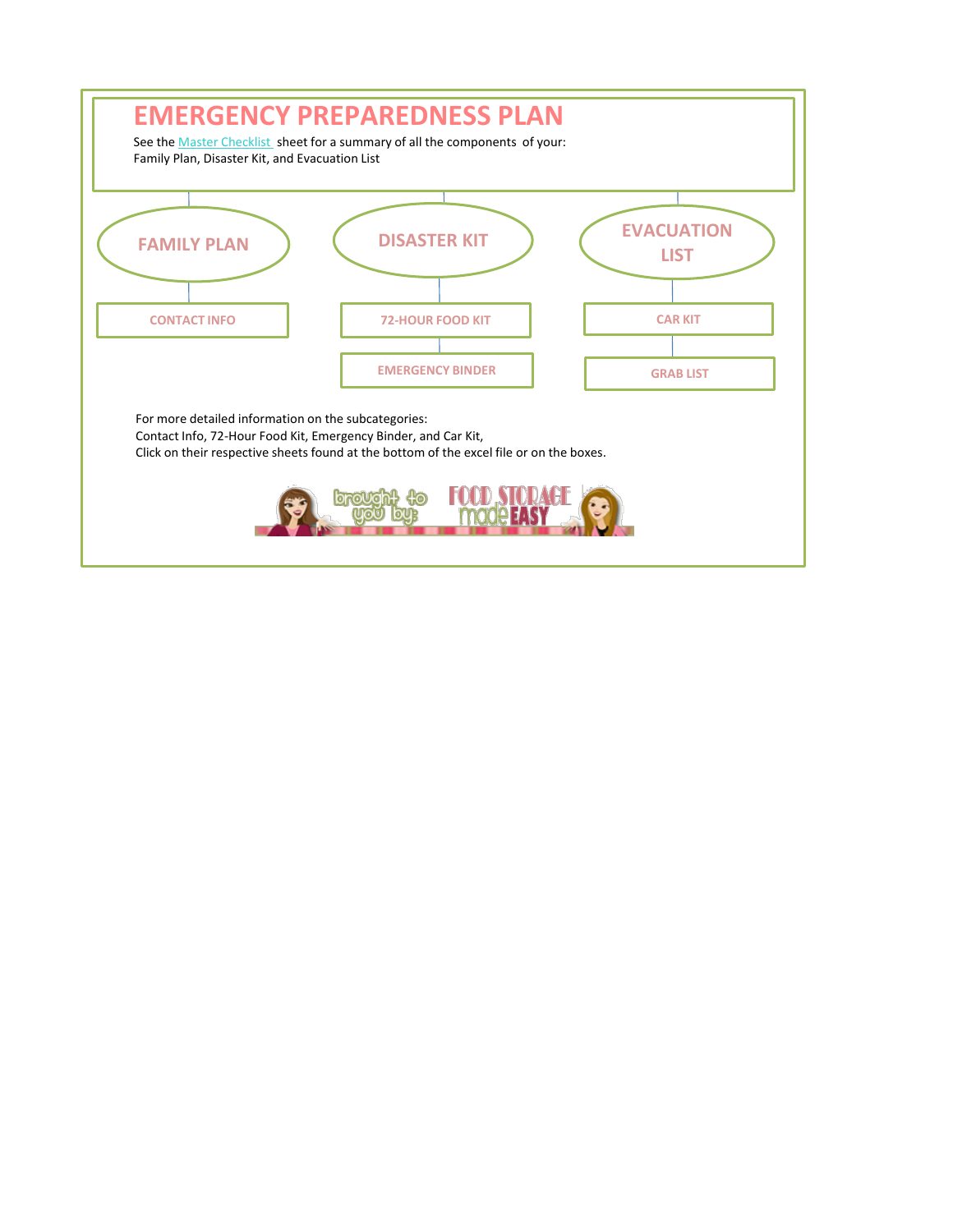# EMERGENCY PREPAREDNESS PLAN

See the Master Checklist sheet for a summary of all the components of your:
Family Plan, Disaster Kit, and Evacuation List

## FAMILY PLAN

- CONTACT INFO

## DISASTER KIT

- 72-HOUR FOOD KIT
- EMERGENCY BINDER

## EVACUATION LIST

- CAR KIT
- GRAB LIST

For more detailed information on the subcategories:
Contact Info, 72-Hour Food Kit, Emergency Binder, and Car Kit,
Click on their respective sheets found at the bottom of the excel file or on the boxes.

brought to you by: FOOD STORAGE made EASY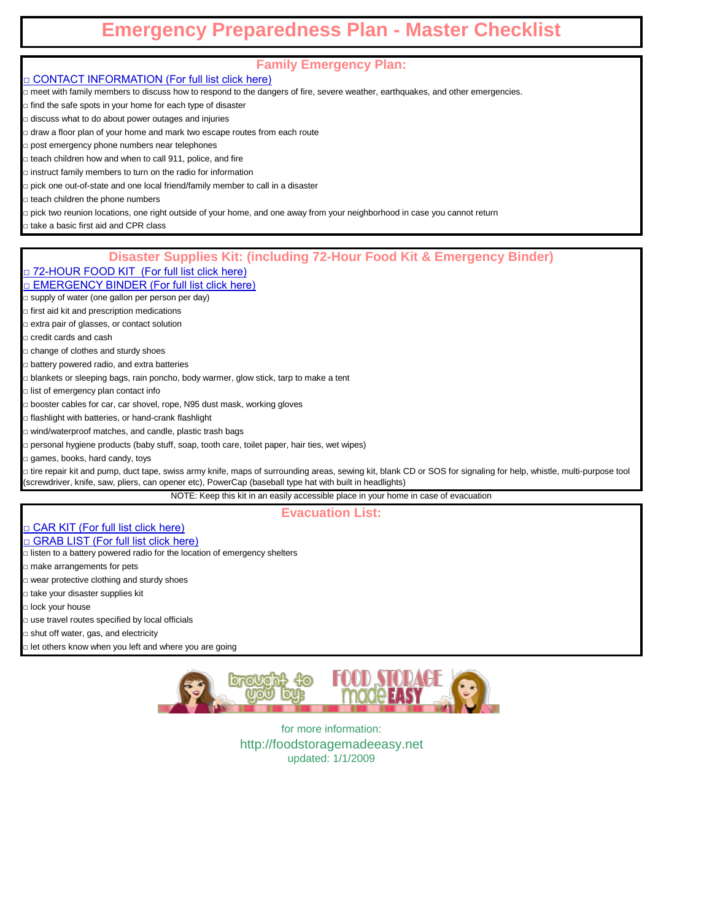# Emergency Preparedness Plan - Master Checklist

## Family Emergency Plan:

□ CONTACT INFORMATION (For full list click here)

□ meet with family members to discuss how to respond to the dangers of fire, severe weather, earthquakes, and other emergencies.

□ find the safe spots in your home for each type of disaster

□ discuss what to do about power outages and injuries

□ draw a floor plan of your home and mark two escape routes from each route

□ post emergency phone numbers near telephones

□ teach children how and when to call 911, police, and fire

□ instruct family members to turn on the radio for information

□ pick one out-of-state and one local friend/family member to call in a disaster

□ teach children the phone numbers

□ pick two reunion locations, one right outside of your home, and one away from your neighborhood in case you cannot return

□ take a basic first aid and CPR class

## Disaster Supplies Kit: (including 72-Hour Food Kit & Emergency Binder)

□ 72-HOUR FOOD KIT (For full list click here)

□ EMERGENCY BINDER (For full list click here)

□ supply of water (one gallon per person per day)

□ first aid kit and prescription medications

□ extra pair of glasses, or contact solution

□ credit cards and cash

□ change of clothes and sturdy shoes

□ battery powered radio, and extra batteries

□ blankets or sleeping bags, rain poncho, body warmer, glow stick, tarp to make a tent

□ list of emergency plan contact info

□ booster cables for car, car shovel, rope, N95 dust mask, working gloves

□ flashlight with batteries, or hand-crank flashlight

□ wind/waterproof matches, and candle, plastic trash bags

□ personal hygiene products (baby stuff, soap, tooth care, toilet paper, hair ties, wet wipes)

□ games, books, hard candy, toys

□ tire repair kit and pump, duct tape, swiss army knife, maps of surrounding areas, sewing kit, blank CD or SOS for signaling for help, whistle, multi-purpose tool (screwdriver, knife, saw, pliers, can opener etc), PowerCap (baseball type hat with built in headlights)

NOTE: Keep this kit in an easily accessible place in your home in case of evacuation

## Evacuation List:

□ CAR KIT (For full list click here)

□ GRAB LIST (For full list click here)

□ listen to a battery powered radio for the location of emergency shelters

□ make arrangements for pets

□ wear protective clothing and sturdy shoes

□ take your disaster supplies kit

□ lock your house

□ use travel routes specified by local officials

□ shut off water, gas, and electricity

□ let others know when you left and where you are going

brought to you by: FOOD STORAGE made EASY

for more information:
http://foodstoragemadeeasy.net
updated: 1/1/2009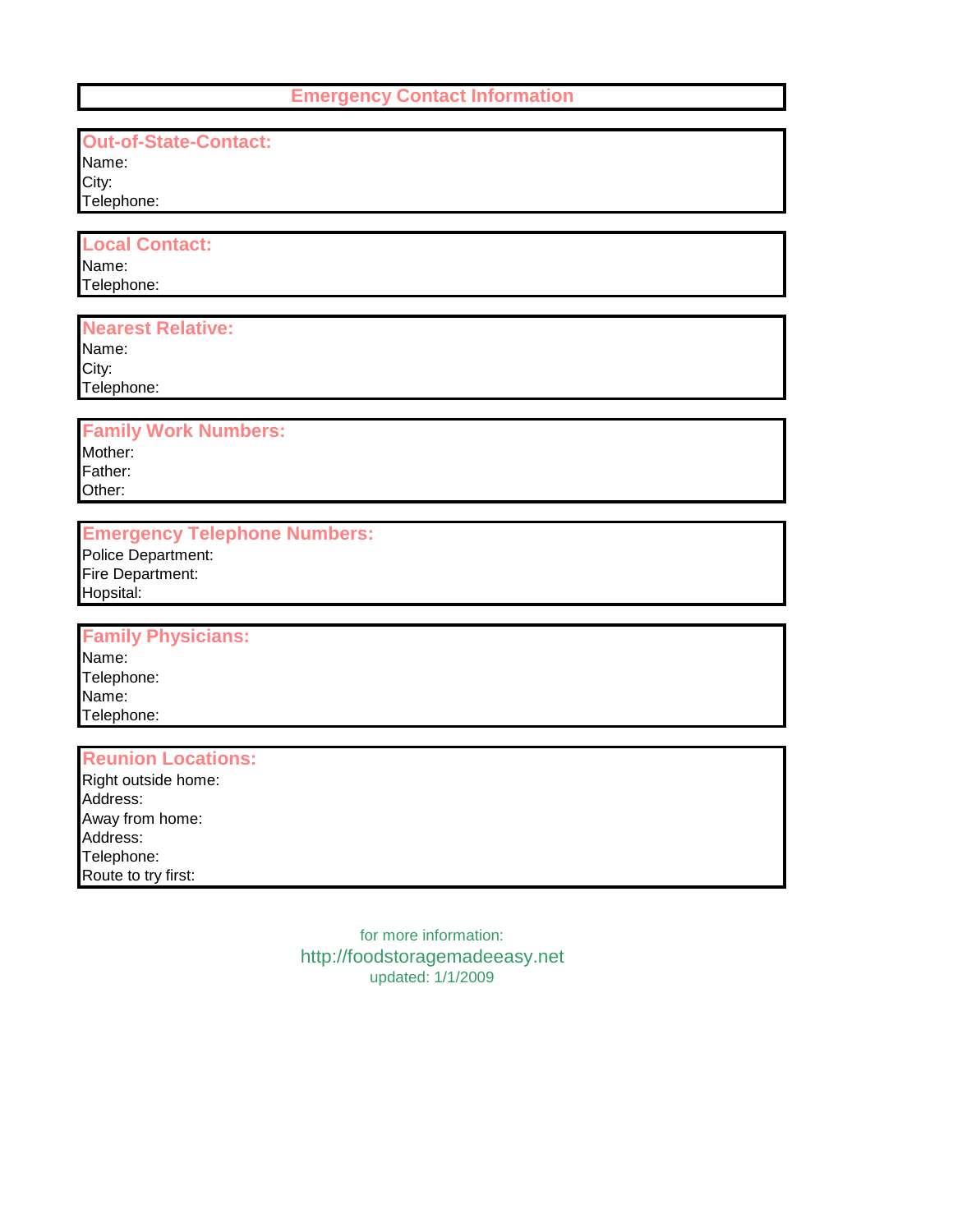# Emergency Contact Information

## Out-of-State-Contact:

Name:
City:
Telephone:

## Local Contact:

Name:
Telephone:

## Nearest Relative:

Name:
City:
Telephone:

## Family Work Numbers:

Mother:
Father:
Other:

## Emergency Telephone Numbers:

Police Department:
Fire Department:
Hopsital:

## Family Physicians:

Name:
Telephone:
Name:
Telephone:

## Reunion Locations:

Right outside home:
Address:
Away from home:
Address:
Telephone:
Route to try first:

for more information:
http://foodstoragemadeeasy.net
updated: 1/1/2009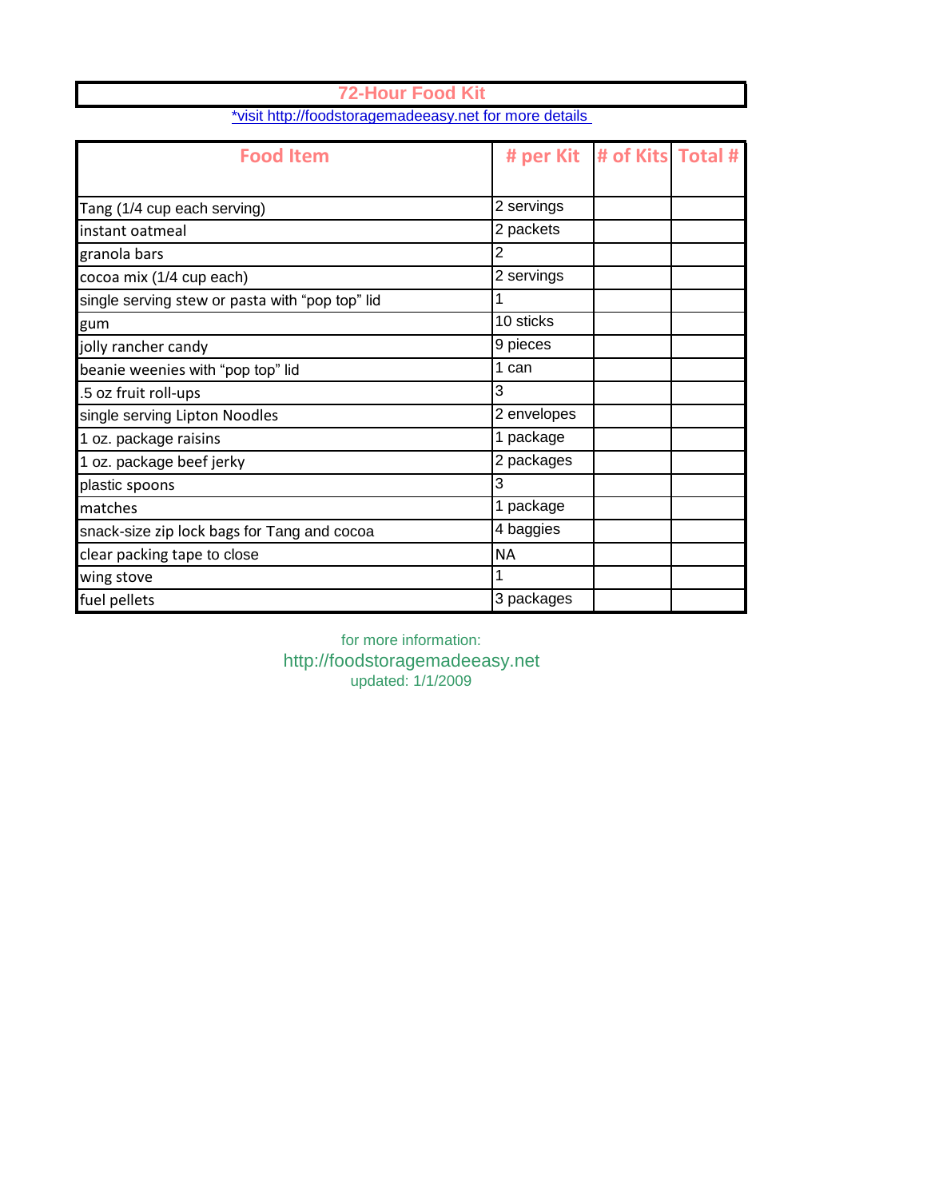# 72-Hour Food Kit

*visit http://foodstoragemadeeasy.net for more details

| Food Item | # per Kit | # of Kits | Total # |
|---|---|---|---|
| Tang (1/4 cup each serving) | 2 servings | | |
| instant oatmeal | 2 packets | | |
| granola bars | 2 | | |
| cocoa mix (1/4 cup each) | 2 servings | | |
| single serving stew or pasta with “pop top” lid | 1 | | |
| gum | 10 sticks | | |
| jolly rancher candy | 9 pieces | | |
| beanie weenies with “pop top” lid | 1 can | | |
| .5 oz fruit roll-ups | 3 | | |
| single serving Lipton Noodles | 2 envelopes | | |
| 1 oz. package raisins | 1 package | | |
| 1 oz. package beef jerky | 2 packages | | |
| plastic spoons | 3 | | |
| matches | 1 package | | |
| snack-size zip lock bags for Tang and cocoa | 4 baggies | | |
| clear packing tape to close | NA | | |
| wing stove | 1 | | |
| fuel pellets | 3 packages | | |

for more information:
http://foodstoragemadeeasy.net
updated: 1/1/2009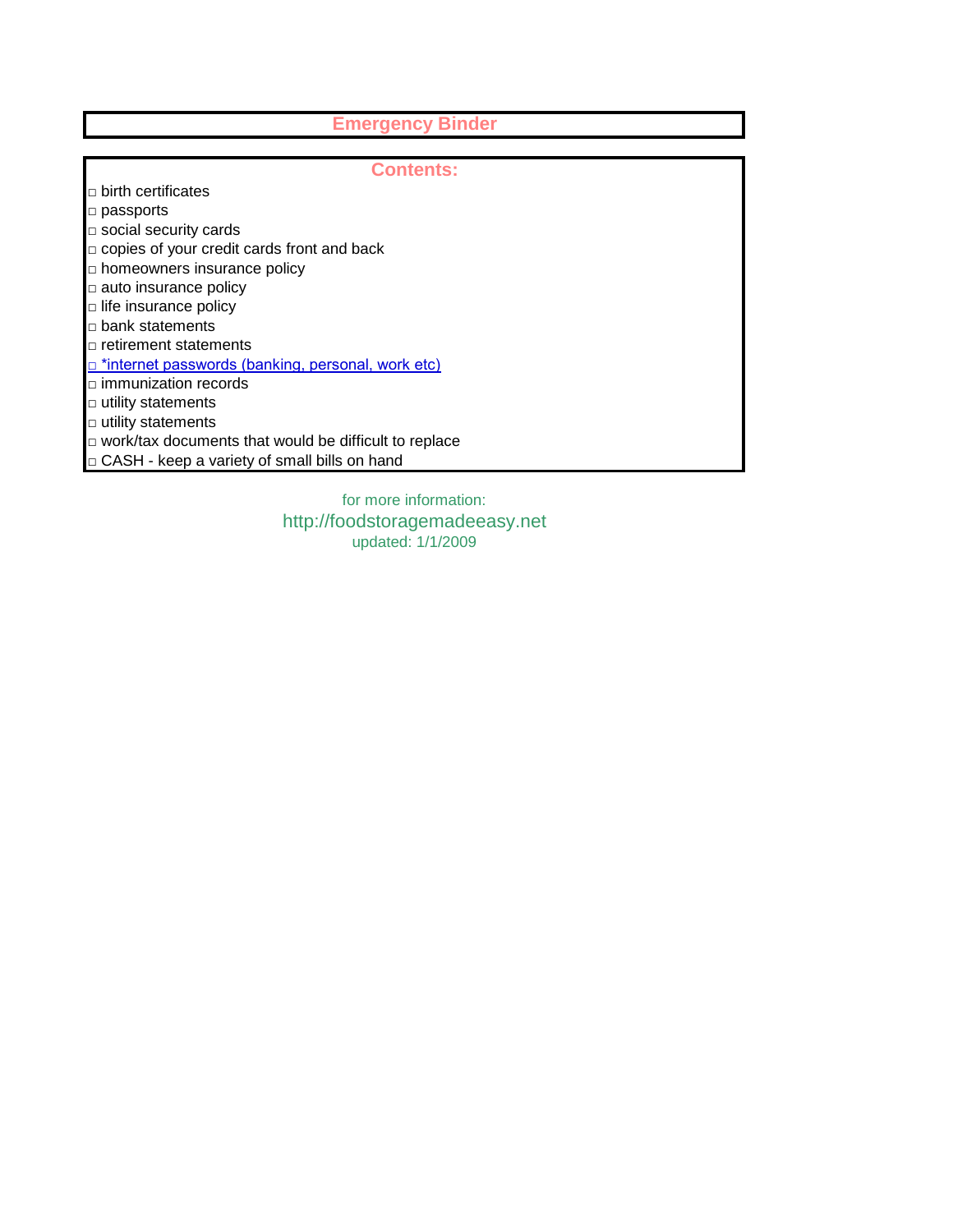# Emergency Binder

## Contents:

- □ birth certificates
- □ passports
- □ social security cards
- □ copies of your credit cards front and back
- □ homeowners insurance policy
- □ auto insurance policy
- □ life insurance policy
- □ bank statements
- □ retirement statements
- □ *internet passwords (banking, personal, work etc)
- □ immunization records
- □ utility statements
- □ utility statements
- □ work/tax documents that would be difficult to replace
- □ CASH - keep a variety of small bills on hand

for more information:

http://foodstoragemadeeasy.net

updated: 1/1/2009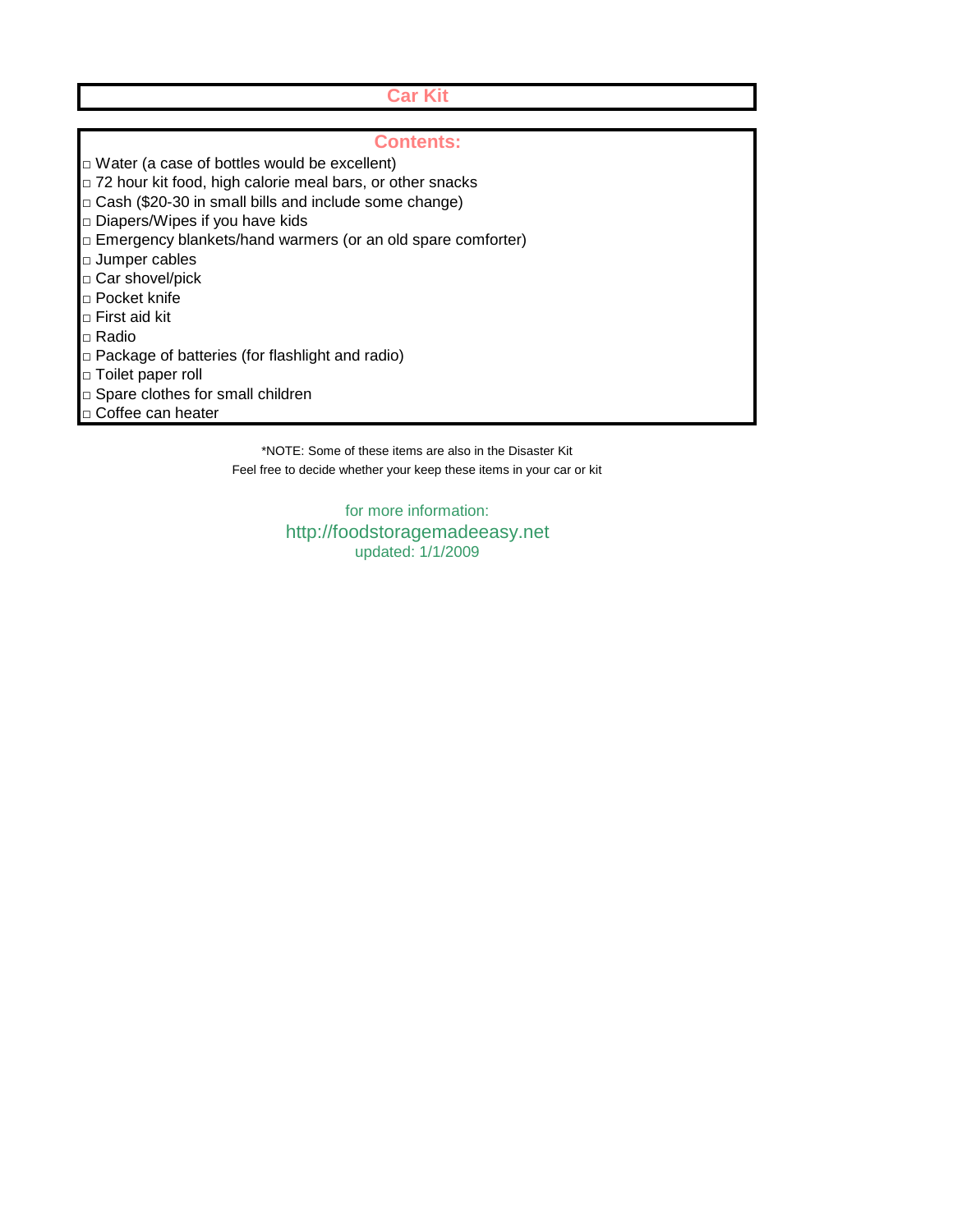# Car Kit

## Contents:

- □ Water (a case of bottles would be excellent)
- □ 72 hour kit food, high calorie meal bars, or other snacks
- □ Cash ($20-30 in small bills and include some change)
- □ Diapers/Wipes if you have kids
- □ Emergency blankets/hand warmers (or an old spare comforter)
- □ Jumper cables
- □ Car shovel/pick
- □ Pocket knife
- □ First aid kit
- □ Radio
- □ Package of batteries (for flashlight and radio)
- □ Toilet paper roll
- □ Spare clothes for small children
- □ Coffee can heater

*NOTE: Some of these items are also in the Disaster Kit
Feel free to decide whether your keep these items in your car or kit

for more information:
http://foodstoragemadeeasy.net
updated: 1/1/2009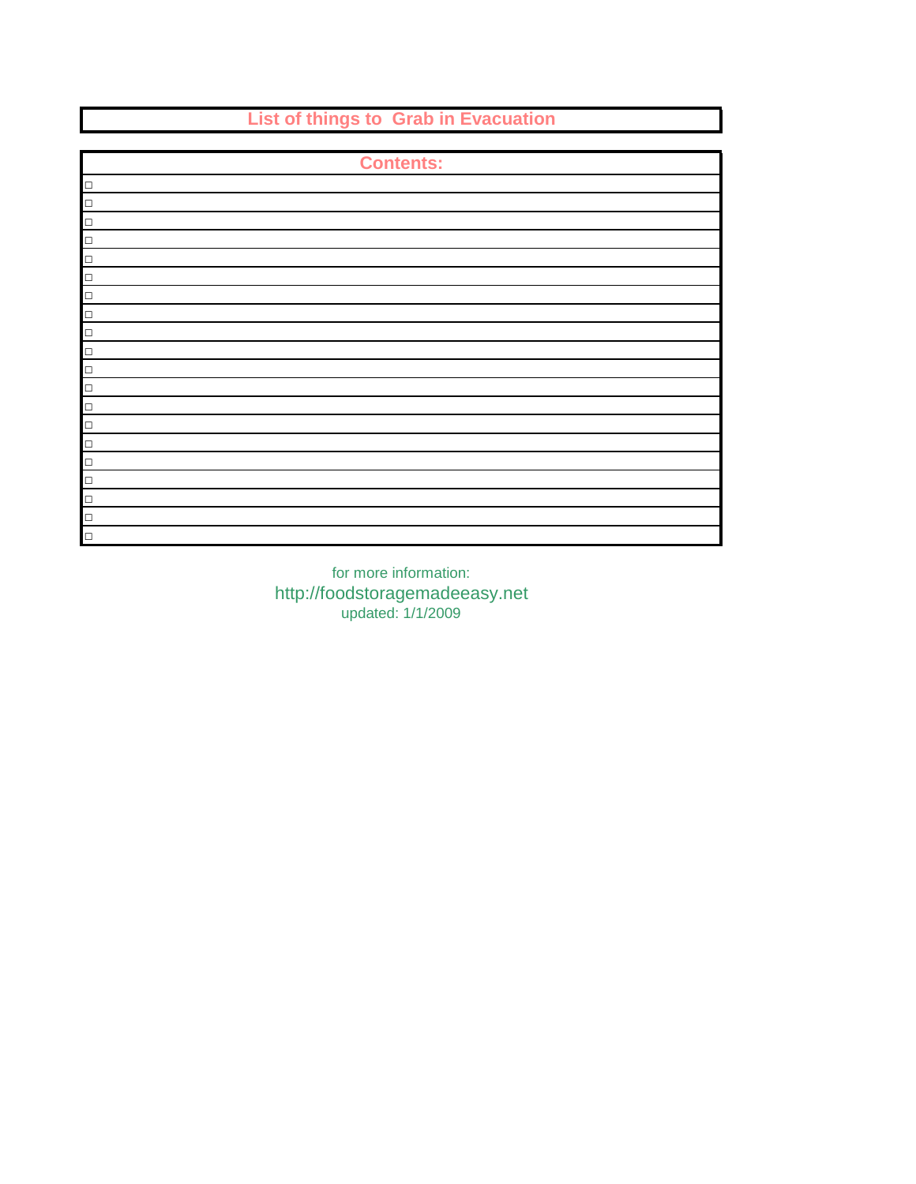# List of things to Grab in Evacuation

| Contents: |
|---|
| □ |
| □ |
| □ |
| □ |
| □ |
| □ |
| □ |
| □ |
| □ |
| □ |
| □ |
| □ |
| □ |
| □ |
| □ |
| □ |
| □ |
| □ |
| □ |
| □ |

for more information:
http://foodstoragemadeeasy.net
updated: 1/1/2009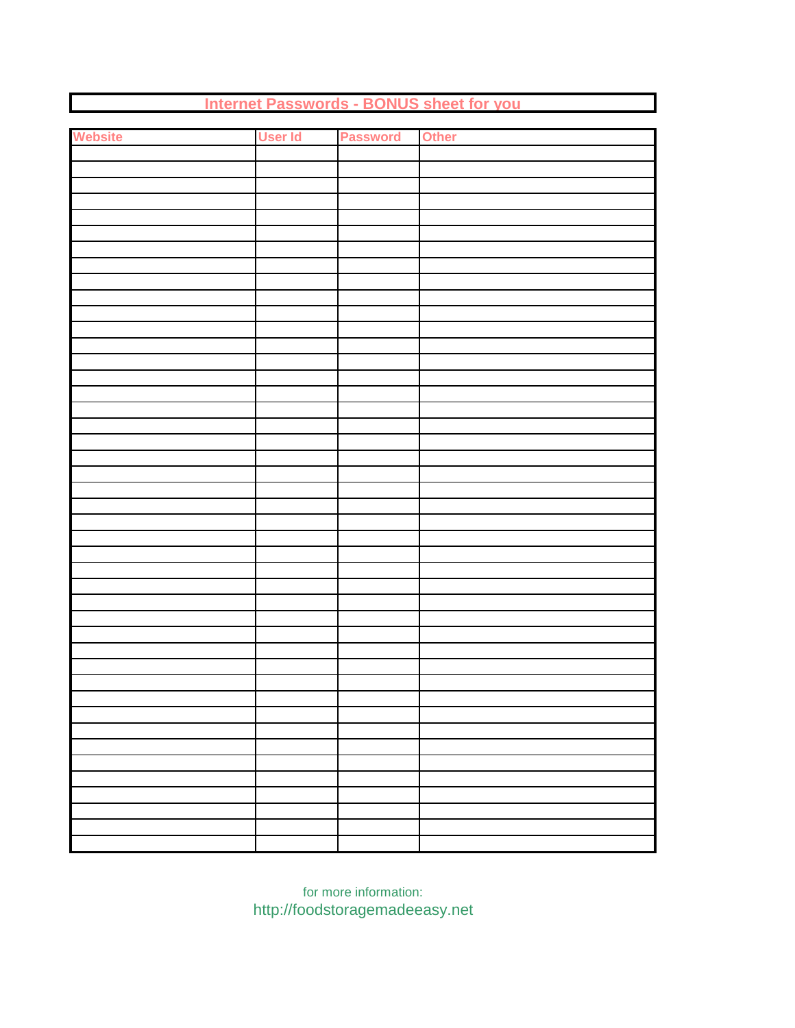# Internet Passwords - BONUS sheet for you

| Website | User Id | Password | Other |
|---|---|---|---|
| | | | |
| | | | |
| | | | |
| | | | |
| | | | |
| | | | |
| | | | |
| | | | |
| | | | |
| | | | |
| | | | |
| | | | |
| | | | |
| | | | |
| | | | |
| | | | |
| | | | |
| | | | |
| | | | |
| | | | |
| | | | |
| | | | |
| | | | |
| | | | |
| | | | |
| | | | |
| | | | |
| | | | |
| | | | |
| | | | |
| | | | |
| | | | |
| | | | |
| | | | |
| | | | |
| | | | |
| | | | |
| | | | |
| | | | |
| | | | |
| | | | |
| | | | |
| | | | |
| | | | |

for more information:
http://foodstoragemadeeasy.net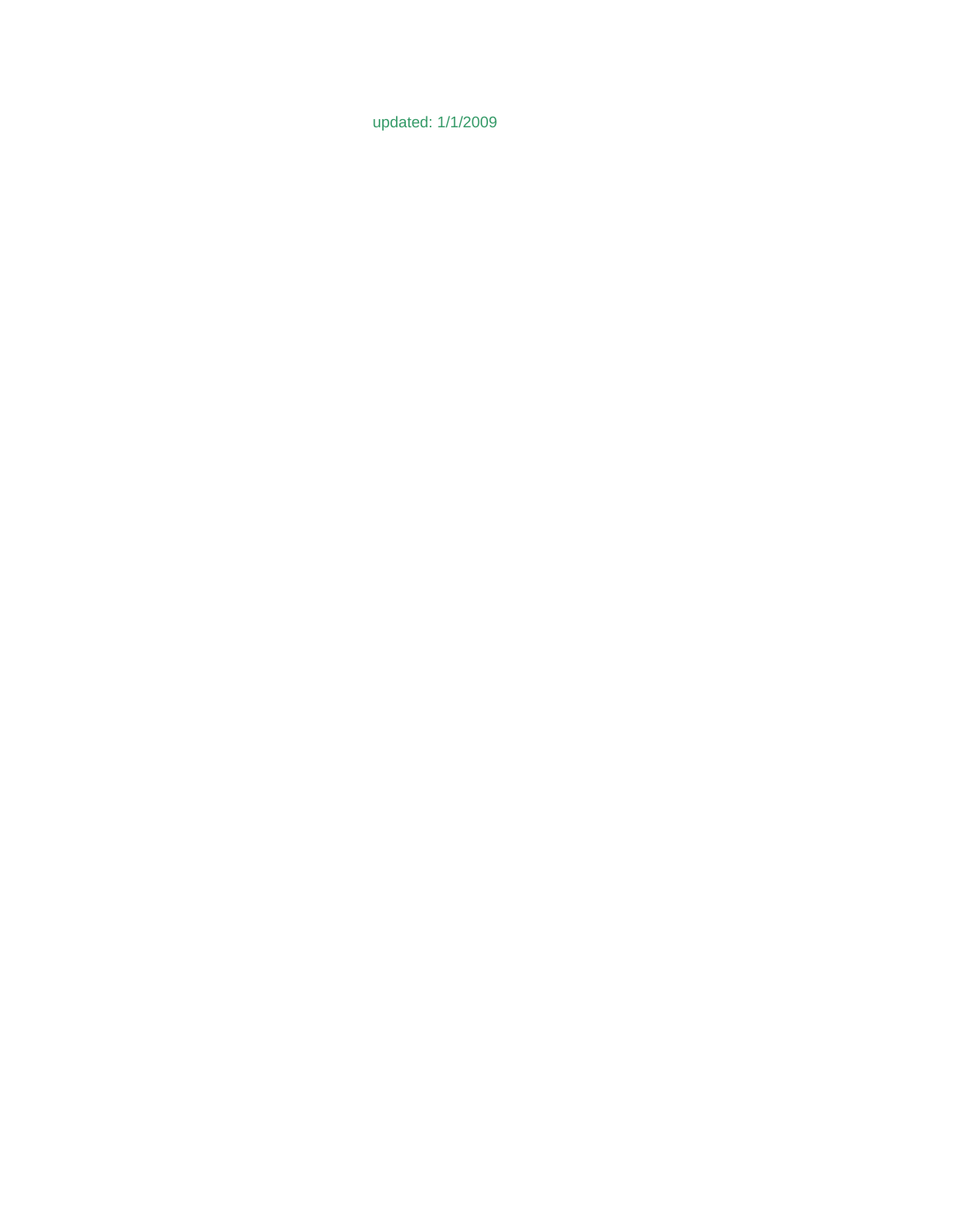updated: 1/1/2009